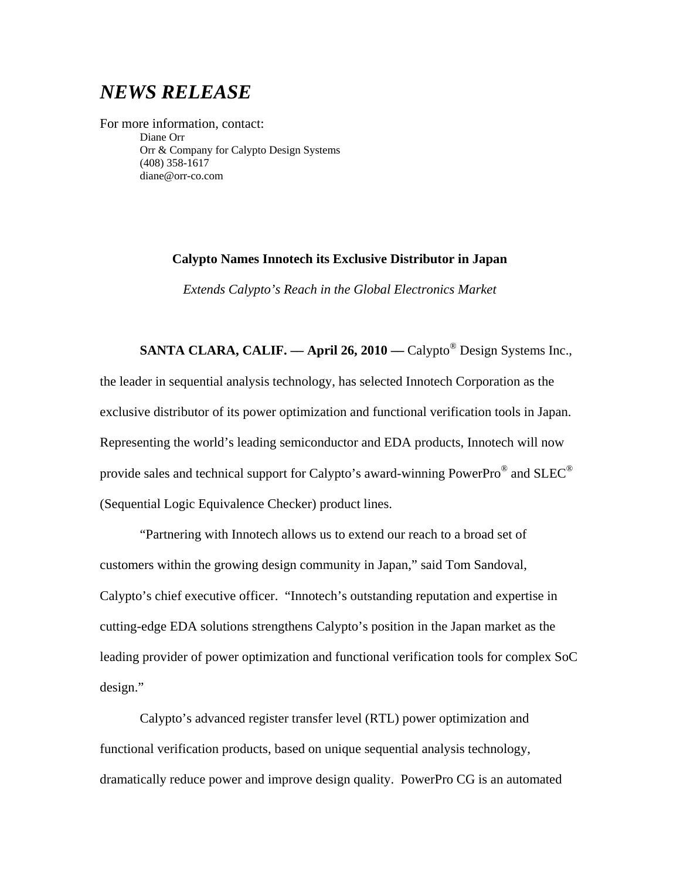# *NEWS RELEASE*

For more information, contact:

Diane Orr
Orr & Company for Calypto Design Systems
(408) 358-1617
diane@orr-co.com

**Calypto Names Innotech its Exclusive Distributor in Japan**

*Extends Calypto's Reach in the Global Electronics Market*

**SANTA CLARA, CALIF. — April 26, 2010 —** Calypto® Design Systems Inc., the leader in sequential analysis technology, has selected Innotech Corporation as the exclusive distributor of its power optimization and functional verification tools in Japan. Representing the world's leading semiconductor and EDA products, Innotech will now provide sales and technical support for Calypto's award-winning PowerPro® and SLEC® (Sequential Logic Equivalence Checker) product lines.

"Partnering with Innotech allows us to extend our reach to a broad set of customers within the growing design community in Japan," said Tom Sandoval, Calypto's chief executive officer. "Innotech's outstanding reputation and expertise in cutting-edge EDA solutions strengthens Calypto's position in the Japan market as the leading provider of power optimization and functional verification tools for complex SoC design."

Calypto's advanced register transfer level (RTL) power optimization and functional verification products, based on unique sequential analysis technology, dramatically reduce power and improve design quality. PowerPro CG is an automated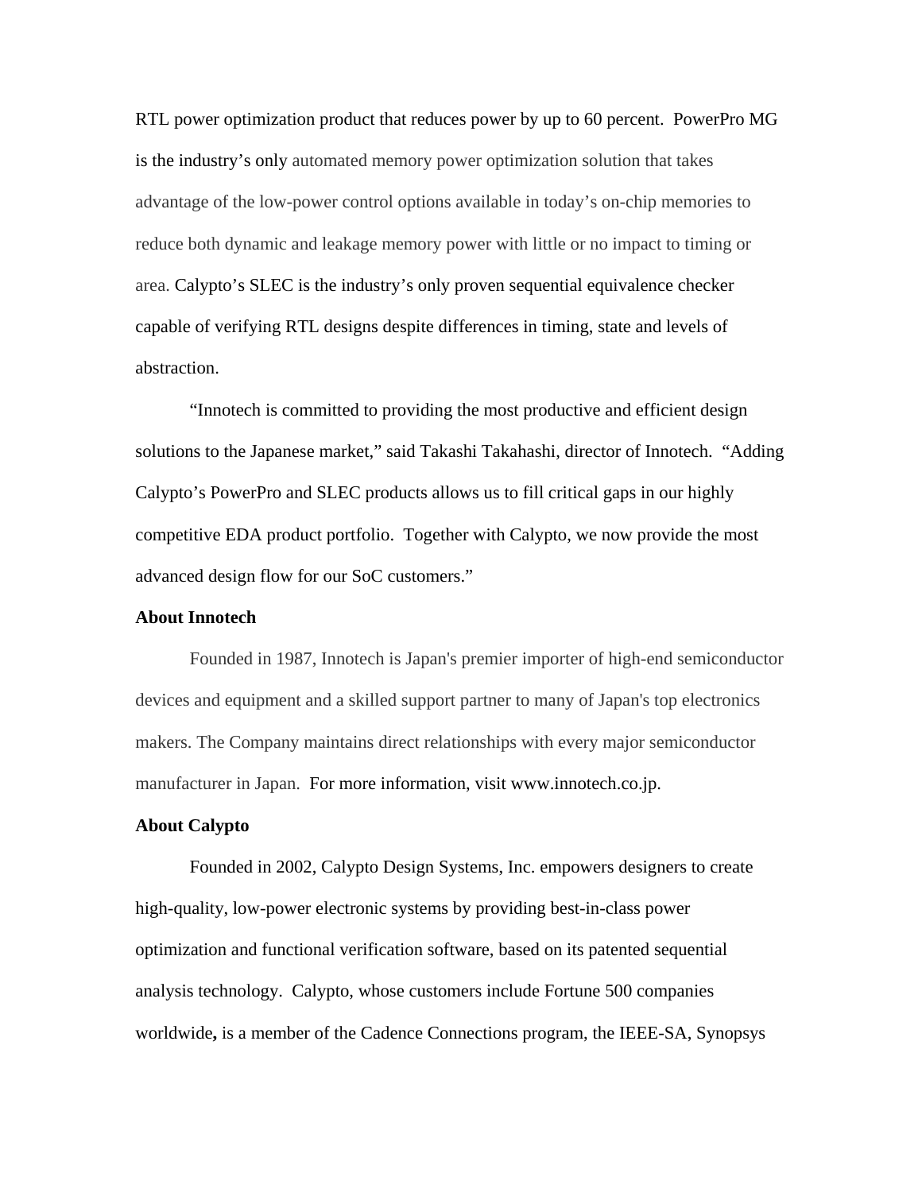RTL power optimization product that reduces power by up to 60 percent. PowerPro MG is the industry's only automated memory power optimization solution that takes advantage of the low-power control options available in today's on-chip memories to reduce both dynamic and leakage memory power with little or no impact to timing or area. Calypto's SLEC is the industry's only proven sequential equivalence checker capable of verifying RTL designs despite differences in timing, state and levels of abstraction.

"Innotech is committed to providing the most productive and efficient design solutions to the Japanese market," said Takashi Takahashi, director of Innotech. "Adding Calypto's PowerPro and SLEC products allows us to fill critical gaps in our highly competitive EDA product portfolio. Together with Calypto, we now provide the most advanced design flow for our SoC customers."

**About Innotech**

Founded in 1987, Innotech is Japan's premier importer of high-end semiconductor devices and equipment and a skilled support partner to many of Japan's top electronics makers. The Company maintains direct relationships with every major semiconductor manufacturer in Japan. For more information, visit www.innotech.co.jp.

**About Calypto**

Founded in 2002, Calypto Design Systems, Inc. empowers designers to create high-quality, low-power electronic systems by providing best-in-class power optimization and functional verification software, based on its patented sequential analysis technology. Calypto, whose customers include Fortune 500 companies worldwide**,** is a member of the Cadence Connections program, the IEEE-SA, Synopsys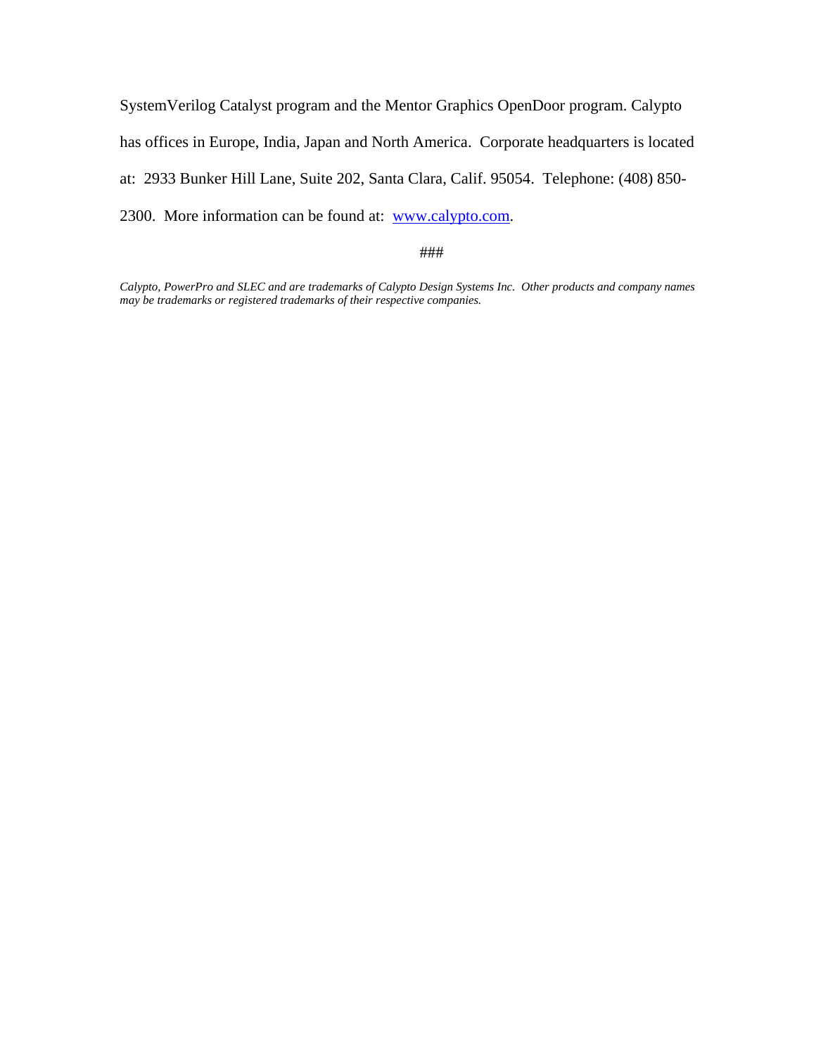SystemVerilog Catalyst program and the Mentor Graphics OpenDoor program. Calypto has offices in Europe, India, Japan and North America.  Corporate headquarters is located at:  2933 Bunker Hill Lane, Suite 202, Santa Clara, Calif. 95054.  Telephone: (408) 850-2300.  More information can be found at:  [www.calypto.com](http://www.calypto.com).

###

*Calypto, PowerPro and SLEC and are trademarks of Calypto Design Systems Inc.  Other products and company names may be trademarks or registered trademarks of their respective companies.*